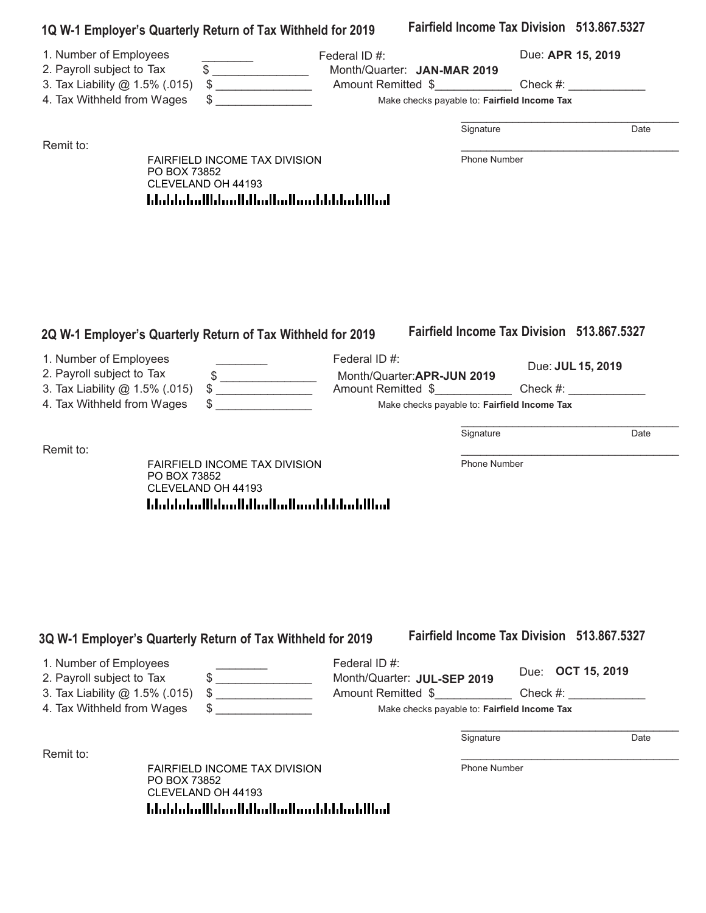## 1Q W-1 Employer's Quarterly Return of Tax Withheld for 2019

**Fairfield Income Tax Division 513.867.5327**

1. Number of Employees ________
2. Payroll subject to Tax $ _______________
3. Tax Liability @ 1.5% (.015) $ _______________
4. Tax Withheld from Wages $ _______________

Federal ID #:

Month/Quarter: **JAN-MAR 2019**

Due: **APR 15, 2019**

Amount Remitted $____________ Check #: ____________

Make checks payable to: **Fairfield Income Tax**

____________________________________
Signature Date

____________________________________
Phone Number

Remit to:

FAIRFIELD INCOME TAX DIVISION
PO BOX 73852
CLEVELAND OH 44193

## 2Q W-1 Employer's Quarterly Return of Tax Withheld for 2019

**Fairfield Income Tax Division 513.867.5327**

1. Number of Employees ________
2. Payroll subject to Tax $ _______________
3. Tax Liability @ 1.5% (.015) $ _______________
4. Tax Withheld from Wages $ _______________

Federal ID #:

Month/Quarter: **APR-JUN 2019**

Due: **JUL 15, 2019**

Amount Remitted $____________ Check #: ____________

Make checks payable to: **Fairfield Income Tax**

____________________________________
Signature Date

____________________________________
Phone Number

Remit to:

FAIRFIELD INCOME TAX DIVISION
PO BOX 73852
CLEVELAND OH 44193

## 3Q W-1 Employer's Quarterly Return of Tax Withheld for 2019

**Fairfield Income Tax Division 513.867.5327**

1. Number of Employees ________
2. Payroll subject to Tax $ _______________
3. Tax Liability @ 1.5% (.015) $ _______________
4. Tax Withheld from Wages $ _______________

Federal ID #:

Month/Quarter: **JUL-SEP 2019**

Due: **OCT 15, 2019**

Amount Remitted $____________ Check #: ____________

Make checks payable to: **Fairfield Income Tax**

____________________________________
Signature Date

____________________________________
Phone Number

Remit to:

FAIRFIELD INCOME TAX DIVISION
PO BOX 73852
CLEVELAND OH 44193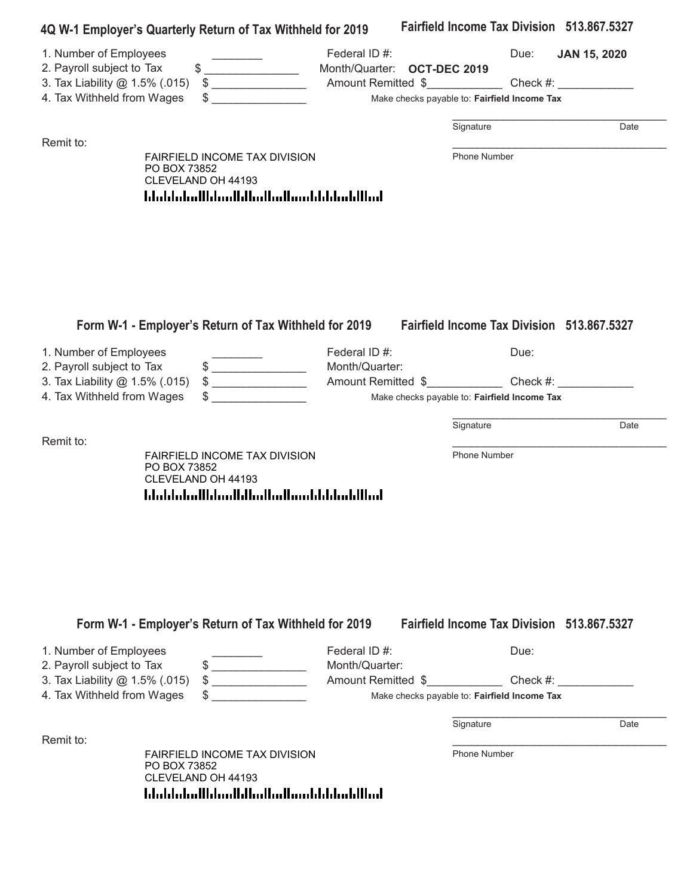## 4Q W-1 Employer's Quarterly Return of Tax Withheld for 2019

**Fairfield Income Tax Division 513.867.5327**

1. Number of Employees ________
2. Payroll subject to Tax $ _______________
3. Tax Liability @ 1.5% (.015) $ _______________
4. Tax Withheld from Wages $ _______________

Federal ID #:

Due: **JAN 15, 2020**

Month/Quarter: **OCT-DEC 2019**

Amount Remitted $____________ Check #: ____________

Make checks payable to: **Fairfield Income Tax**

____________________________________
Signature Date

____________________________________
Phone Number

Remit to:

FAIRFIELD INCOME TAX DIVISION
PO BOX 73852
CLEVELAND OH 44193

## Form W-1 - Employer's Return of Tax Withheld for 2019

**Fairfield Income Tax Division 513.867.5327**

1. Number of Employees ________
2. Payroll subject to Tax $ _______________
3. Tax Liability @ 1.5% (.015) $ _______________
4. Tax Withheld from Wages $ _______________

Federal ID #:

Due:

Month/Quarter:

Amount Remitted $____________ Check #: ____________

Make checks payable to: **Fairfield Income Tax**

____________________________________
Signature Date

____________________________________
Phone Number

Remit to:

FAIRFIELD INCOME TAX DIVISION
PO BOX 73852
CLEVELAND OH 44193

## Form W-1 - Employer's Return of Tax Withheld for 2019

**Fairfield Income Tax Division 513.867.5327**

1. Number of Employees ________
2. Payroll subject to Tax $ _______________
3. Tax Liability @ 1.5% (.015) $ _______________
4. Tax Withheld from Wages $ _______________

Federal ID #:

Due:

Month/Quarter:

Amount Remitted $____________ Check #: ____________

Make checks payable to: **Fairfield Income Tax**

____________________________________
Signature Date

____________________________________
Phone Number

Remit to:

FAIRFIELD INCOME TAX DIVISION
PO BOX 73852
CLEVELAND OH 44193